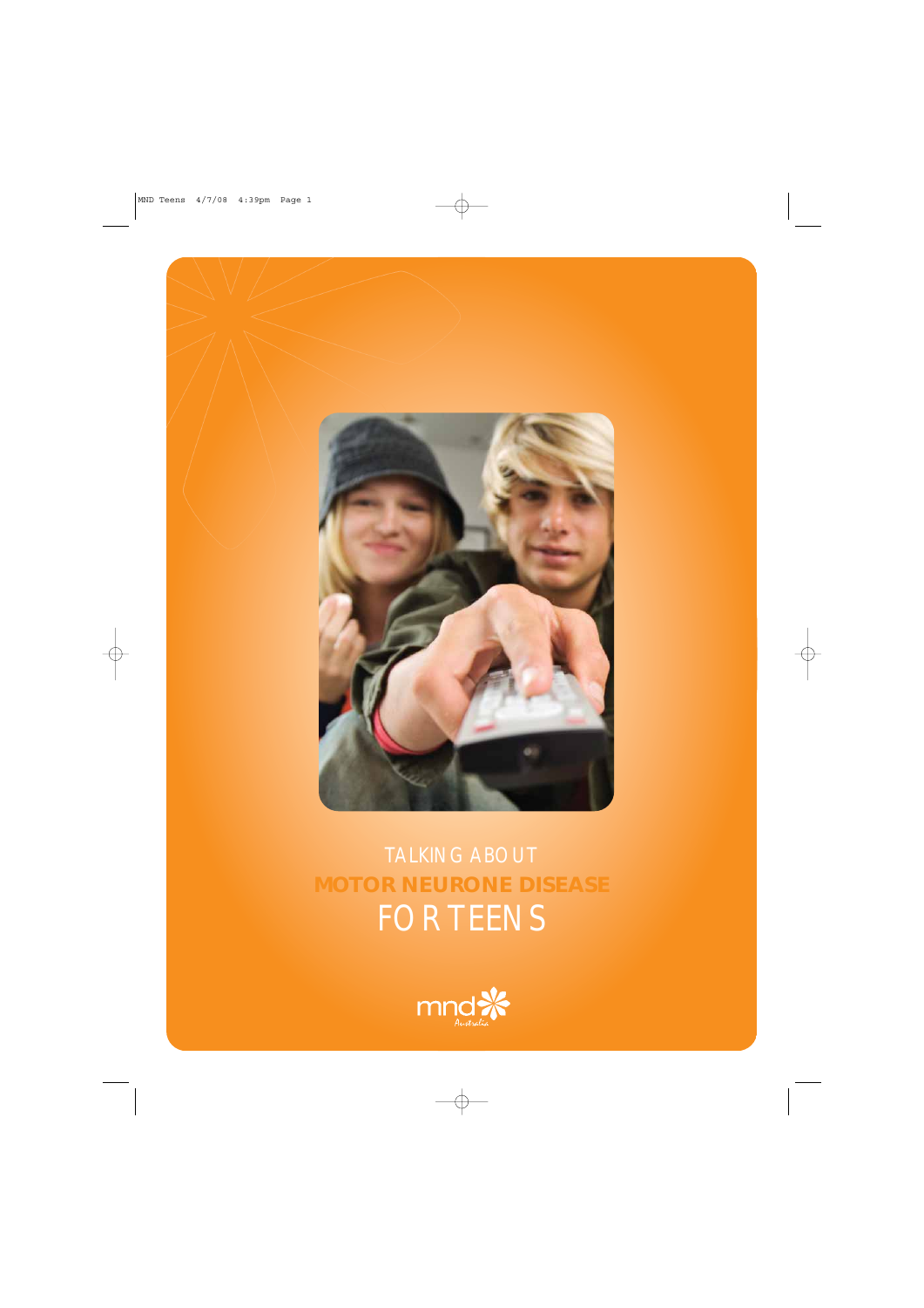# TALKING ABOUT MOTOR NEURONE DISEASE FOR TEENS

mnd Australia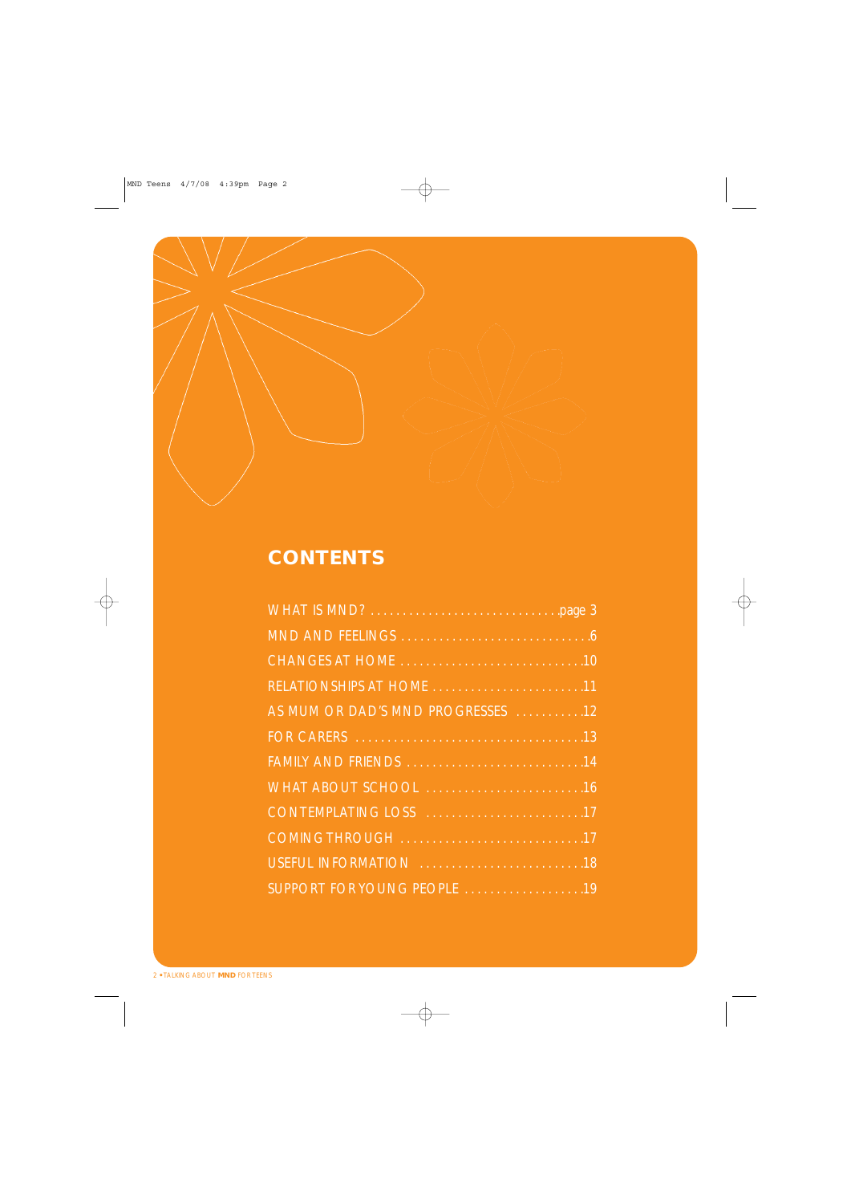## CONTENTS

| | |
|---|---|
| WHAT IS MND? | page 3 |
| MND AND FEELINGS | 6 |
| CHANGES AT HOME | 10 |
| RELATIONSHIPS AT HOME | 11 |
| AS MUM OR DAD'S MND PROGRESSES | 12 |
| FOR CARERS | 13 |
| FAMILY AND FRIENDS | 14 |
| WHAT ABOUT SCHOOL | 16 |
| CONTEMPLATING LOSS | 17 |
| COMING THROUGH | 17 |
| USEFUL INFORMATION | 18 |
| SUPPORT FOR YOUNG PEOPLE | 19 |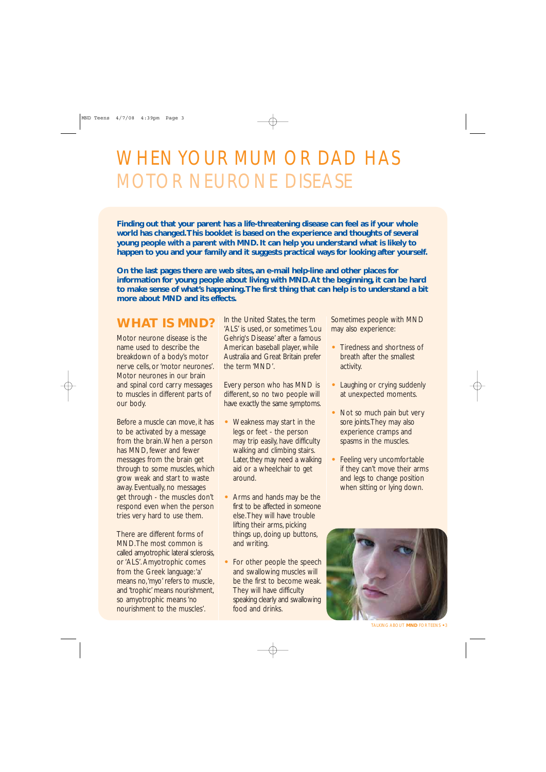# WHEN YOUR MUM OR DAD HAS MOTOR NEURONE DISEASE

**Finding out that your parent has a life-threatening disease can feel as if your whole world has changed. This booklet is based on the experience and thoughts of several young people with a parent with MND. It can help you understand what is likely to happen to you and your family and it suggests practical ways for looking after yourself.**

**On the last pages there are web sites, an e-mail help-line and other places for information for young people about living with MND. At the beginning, it can be hard to make sense of what's happening. The first thing that can help is to understand a bit more about MND and its effects.**

## WHAT IS MND?

Motor neurone disease is the name used to describe the breakdown of a body's motor nerve cells, or 'motor neurones'. Motor neurones in our brain and spinal cord carry messages to muscles in different parts of our body.

Before a muscle can move, it has to be activated by a message from the brain. When a person has MND, fewer and fewer messages from the brain get through to some muscles, which grow weak and start to waste away. Eventually, no messages get through - the muscles don't respond even when the person tries very hard to use them.

There are different forms of MND. The most common is called amyotrophic lateral sclerosis, or 'ALS'. Amyotrophic comes from the Greek language: 'a' means no, 'myo' refers to muscle, and 'trophic' means nourishment, so amyotrophic means 'no nourishment to the muscles'.

In the United States, the term 'ALS' is used, or sometimes 'Lou Gehrig's Disease' after a famous American baseball player, while Australia and Great Britain prefer the term 'MND'.

Every person who has MND is different, so no two people will have exactly the same symptoms.

- Weakness may start in the legs or feet - the person may trip easily, have difficulty walking and climbing stairs. Later, they may need a walking aid or a wheelchair to get around.
- Arms and hands may be the first to be affected in someone else. They will have trouble lifting their arms, picking things up, doing up buttons, and writing.
- For other people the speech and swallowing muscles will be the first to become weak. They will have difficulty speaking clearly and swallowing food and drinks.

Sometimes people with MND may also experience:

- Tiredness and shortness of breath after the smallest activity.
- Laughing or crying suddenly at unexpected moments.
- Not so much pain but very sore joints. They may also experience cramps and spasms in the muscles.
- Feeling very uncomfortable if they can't move their arms and legs to change position when sitting or lying down.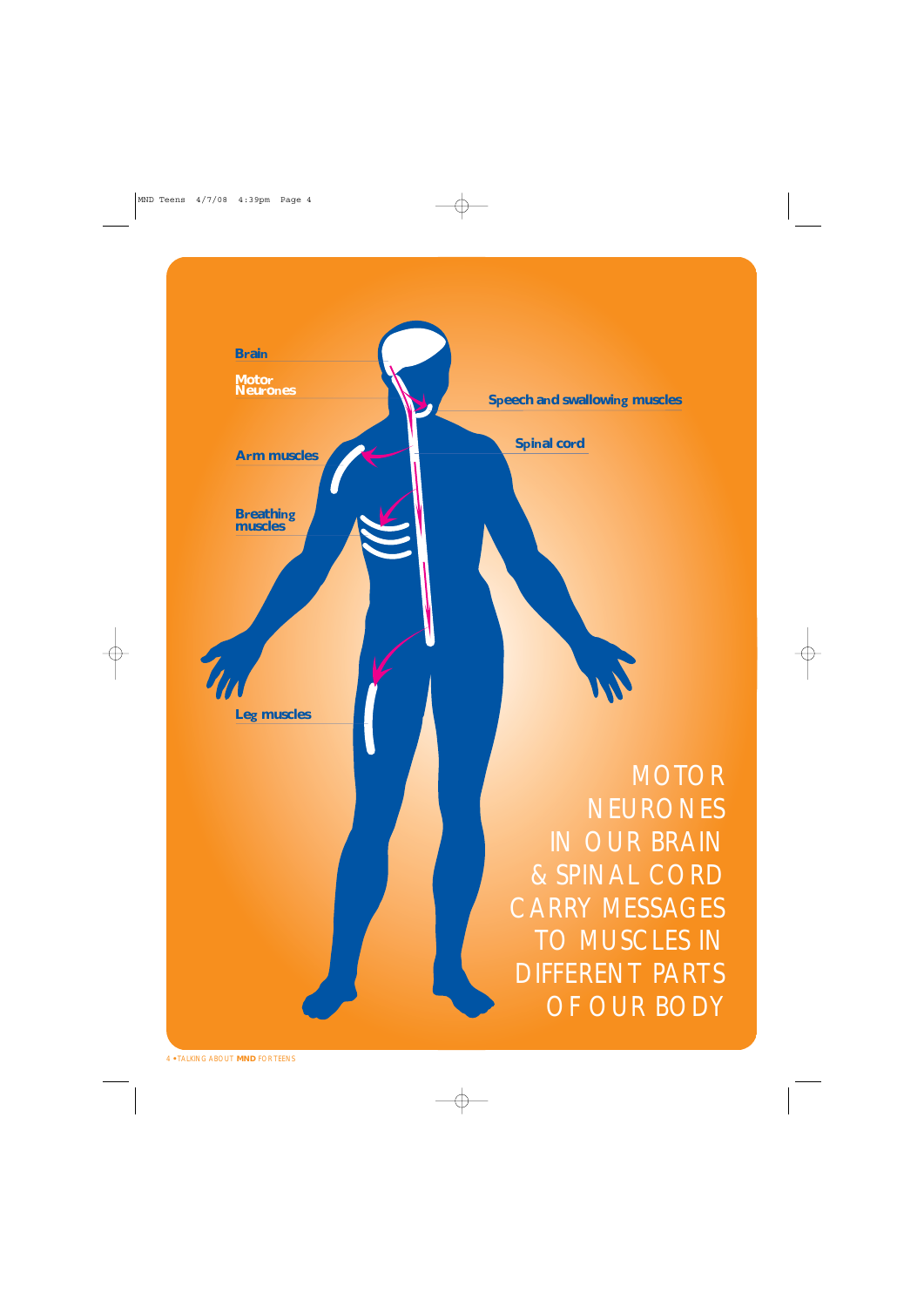Brain

Motor Neurones

Speech and swallowing muscles

Spinal cord

Arm muscles

Breathing muscles

Leg muscles

MOTOR NEURONES IN OUR BRAIN & SPINAL CORD CARRY MESSAGES TO MUSCLES IN DIFFERENT PARTS OF OUR BODY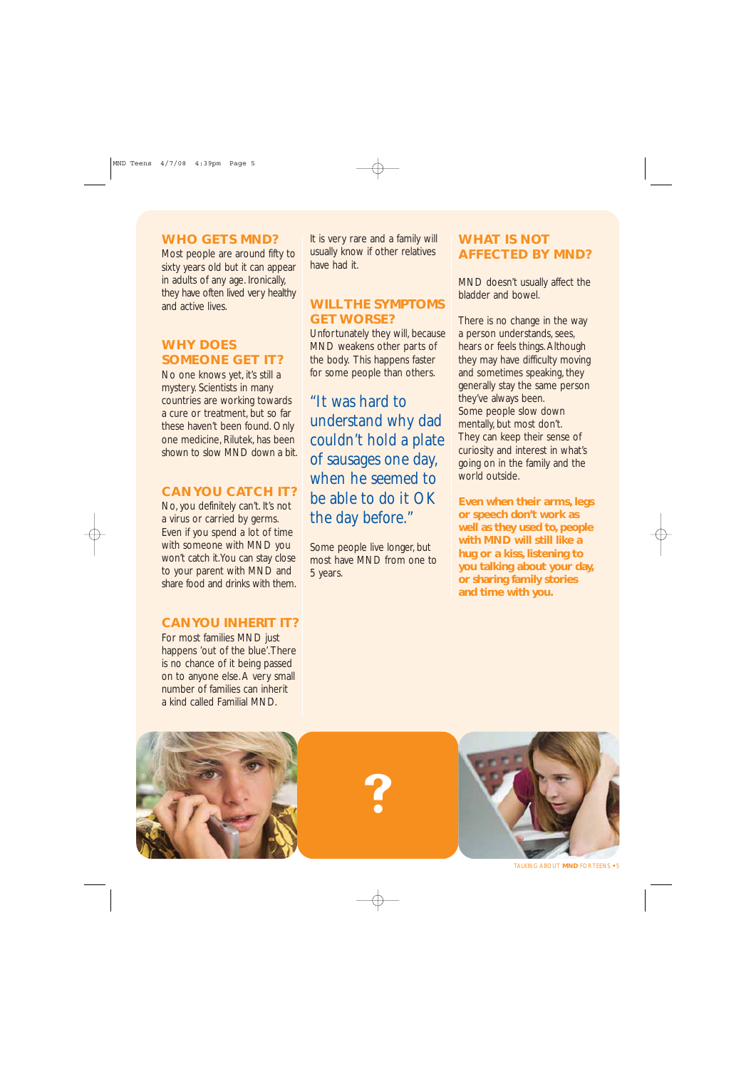## WHO GETS MND?

Most people are around fifty to sixty years old but it can appear in adults of any age. Ironically, they have often lived very healthy and active lives.

## WHY DOES SOMEONE GET IT?

No one knows yet, it's still a mystery. Scientists in many countries are working towards a cure or treatment, but so far these haven't been found. Only one medicine, Rilutek, has been shown to slow MND down a bit.

## CAN YOU CATCH IT?

No, you definitely can't. It's not a virus or carried by germs. Even if you spend a lot of time with someone with MND you won't catch it. You can stay close to your parent with MND and share food and drinks with them.

## CAN YOU INHERIT IT?

For most families MND just happens 'out of the blue'. There is no chance of it being passed on to anyone else. A very small number of families can inherit a kind called Familial MND.

It is very rare and a family will usually know if other relatives have had it.

## WILL THE SYMPTOMS GET WORSE?

Unfortunately they will, because MND weakens other parts of the body. This happens faster for some people than others.

"It was hard to understand why dad couldn't hold a plate of sausages one day, when he seemed to be able to do it OK the day before."

Some people live longer, but most have MND from one to 5 years.

## WHAT IS NOT AFFECTED BY MND?

MND doesn't usually affect the bladder and bowel.

There is no change in the way a person understands, sees, hears or feels things. Although they may have difficulty moving and sometimes speaking, they generally stay the same person they've always been.

Some people slow down mentally, but most don't.

They can keep their sense of curiosity and interest in what's going on in the family and the world outside.

**Even when their arms, legs or speech don't work as well as they used to, people with MND will still like a hug or a kiss, listening to you talking about your day, or sharing family stories and time with you.**

?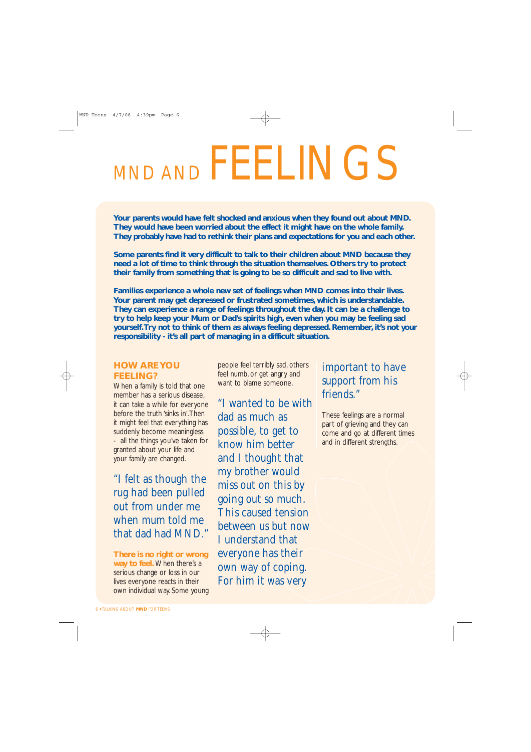# MND AND FEELINGS

**Your parents would have felt shocked and anxious when they found out about MND. They would have been worried about the effect it might have on the whole family. They probably have had to rethink their plans and expectations for you and each other.**

**Some parents find it very difficult to talk to their children about MND because they need a lot of time to think through the situation themselves. Others try to protect their family from something that is going to be so difficult and sad to live with.**

**Families experience a whole new set of feelings when MND comes into their lives. Your parent may get depressed or frustrated sometimes, which is understandable. They can experience a range of feelings throughout the day. It can be a challenge to try to help keep your Mum or Dad's spirits high, even when you may be feeling sad yourself. Try not to think of them as always feeling depressed. Remember, it's not your responsibility - it's all part of managing in a difficult situation.**

## HOW ARE YOU FEELING?

When a family is told that one member has a serious disease, it can take a while for everyone before the truth 'sinks in'. Then it might feel that everything has suddenly become meaningless - all the things you've taken for granted about your life and your family are changed.

"I felt as though the rug had been pulled out from under me when mum told me that dad had MND."

**There is no right or wrong way to feel.** When there's a serious change or loss in our lives everyone reacts in their own individual way. Some young people feel terribly sad, others feel numb, or get angry and want to blame someone.

"I wanted to be with dad as much as possible, to get to know him better and I thought that my brother would miss out on this by going out so much. This caused tension between us but now I understand that everyone has their own way of coping. For him it was very important to have support from his friends."

These feelings are a normal part of grieving and they can come and go at different times and in different strengths.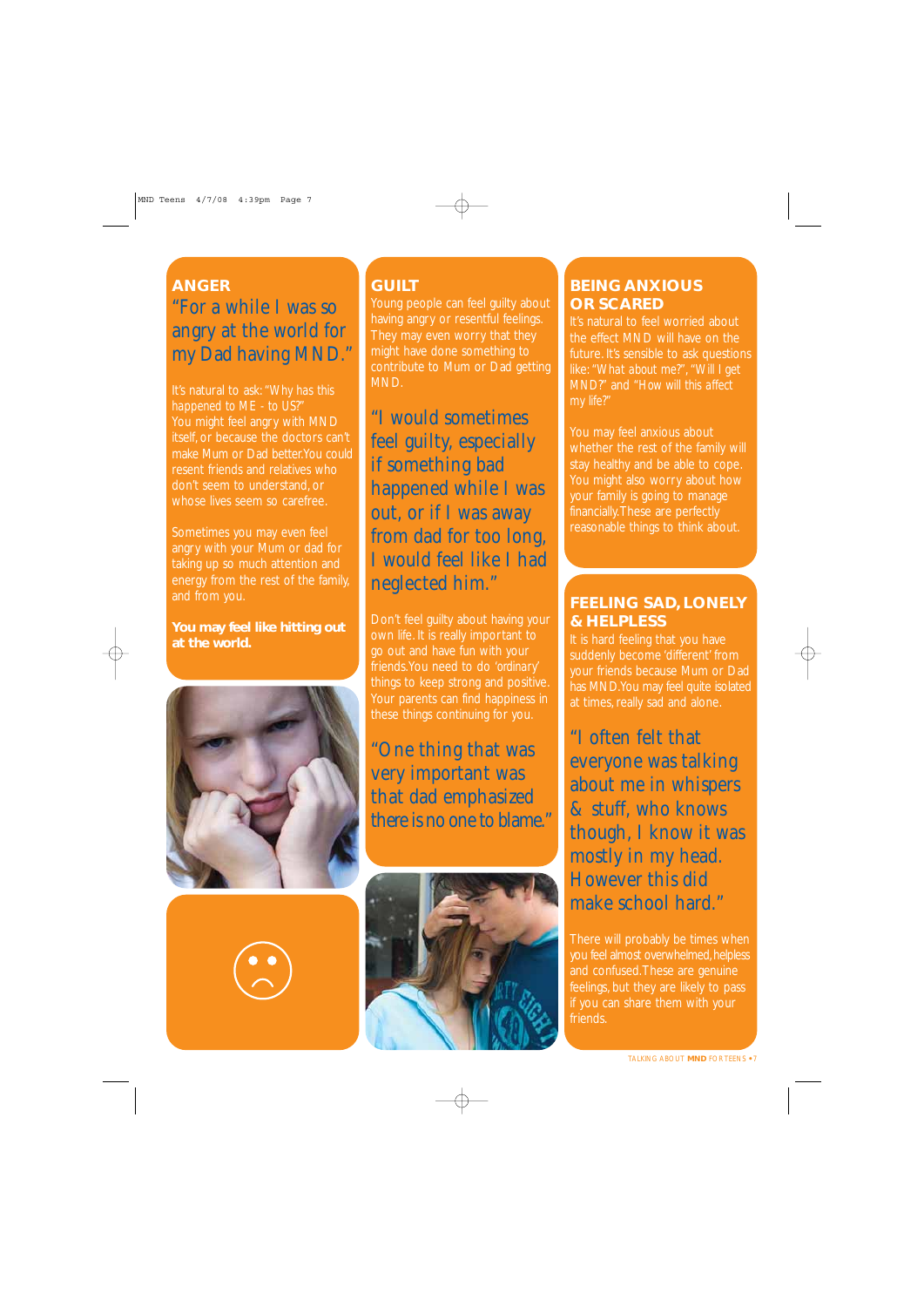## ANGER

"For a while I was so angry at the world for my Dad having MND."

It's natural to ask: "Why has this happened to ME - to US?" You might feel angry with MND itself, or because the doctors can't make Mum or Dad better. You could resent friends and relatives who don't seem to understand, or whose lives seem so carefree.

Sometimes you may even feel angry with your Mum or dad for taking up so much attention and energy from the rest of the family, and from you.

**You may feel like hitting out at the world.**

## GUILT

Young people can feel guilty about having angry or resentful feelings. They may even worry that they might have done something to contribute to Mum or Dad getting MND.

"I would sometimes feel guilty, especially if something bad happened while I was out, or if I was away from dad for too long, I would feel like I had neglected him."

Don't feel guilty about having your own life. It is really important to go out and have fun with your friends. You need to do 'ordinary' things to keep strong and positive. Your parents can find happiness in these things continuing for you.

"One thing that was very important was that dad emphasized there is no one to blame."

## BEING ANXIOUS OR SCARED

It's natural to feel worried about the effect MND will have on the future. It's sensible to ask questions like: "What about me?", "Will I get MND?" and "How will this affect my life?"

You may feel anxious about whether the rest of the family will stay healthy and be able to cope. You might also worry about how your family is going to manage financially. These are perfectly reasonable things to think about.

## FEELING SAD, LONELY & HELPLESS

It is hard feeling that you have suddenly become 'different' from your friends because Mum or Dad has MND. You may feel quite isolated at times, really sad and alone.

"I often felt that everyone was talking about me in whispers & stuff, who knows though, I know it was mostly in my head. However this did make school hard."

There will probably be times when you feel almost overwhelmed, helpless and confused. These are genuine feelings, but they are likely to pass if you can share them with your friends.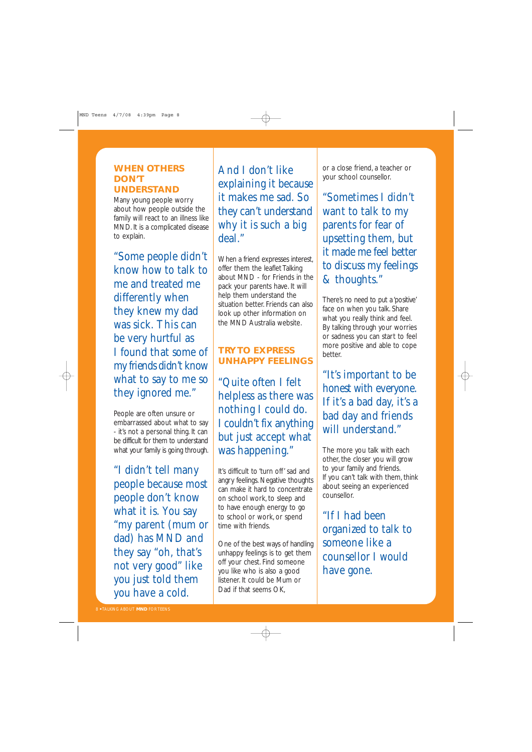## WHEN OTHERS DON'T UNDERSTAND

Many young people worry about how people outside the family will react to an illness like MND. It is a complicated disease to explain.

"Some people didn't know how to talk to me and treated me differently when they knew my dad was sick. This can be very hurtful as I found that some of my friends didn't know what to say to me so they ignored me."

People are often unsure or embarrassed about what to say - it's not a personal thing. It can be difficult for them to understand what your family is going through.

"I didn't tell many people because most people don't know what it is. You say "my parent (mum or dad) has MND and they say "oh, that's not very good" like you just told them you have a cold. And I don't like explaining it because it makes me sad. So they can't understand why it is such a big deal."

When a friend expresses interest, offer them the leaflet Talking about MND - for Friends in the pack your parents have. It will help them understand the situation better. Friends can also look up other information on the MND Australia website.

## TRY TO EXPRESS UNHAPPY FEELINGS

"Quite often I felt helpless as there was nothing I could do. I couldn't fix anything but just accept what was happening."

It's difficult to 'turn off' sad and angry feelings. Negative thoughts can make it hard to concentrate on school work, to sleep and to have enough energy to go to school or work, or spend time with friends.

One of the best ways of handling unhappy feelings is to get them off your chest. Find someone you like who is also a good listener. It could be Mum or Dad if that seems OK, or a close friend, a teacher or your school counsellor.

"Sometimes I didn't want to talk to my parents for fear of upsetting them, but it made me feel better to discuss my feelings & thoughts."

There's no need to put a 'positive' face on when you talk. Share what you really think and feel. By talking through your worries or sadness you can start to feel more positive and able to cope better.

"It's important to be honest with everyone. If it's a bad day, it's a bad day and friends will understand."

The more you talk with each other, the closer you will grow to your family and friends. If you can't talk with them, think about seeing an experienced counsellor.

"If I had been organized to talk to someone like a counsellor I would have gone.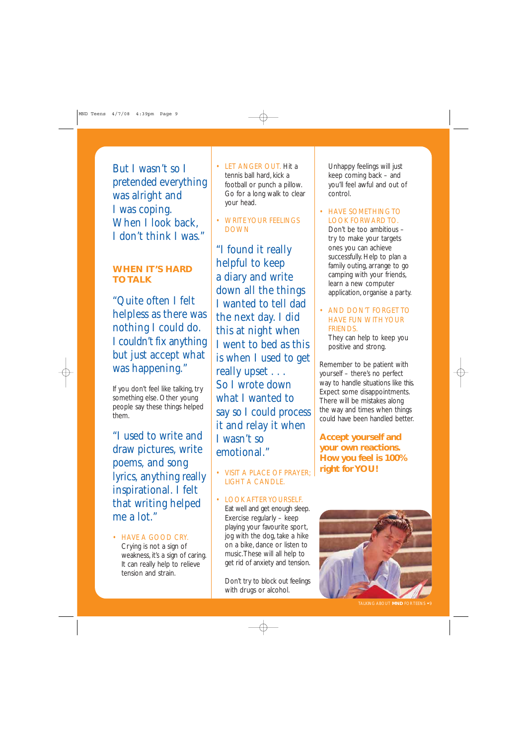But I wasn't so I pretended everything was alright and I was coping. When I look back, I don't think I was."

## WHEN IT'S HARD TO TALK

"Quite often I felt helpless as there was nothing I could do. I couldn't fix anything but just accept what was happening."

If you don't feel like talking, try something else. Other young people say these things helped them.

"I used to write and draw pictures, write poems, and song lyrics, anything really inspirational. I felt that writing helped me a lot."

- HAVE A GOOD CRY. Crying is not a sign of weakness, it's a sign of caring. It can really help to relieve tension and strain.
- LET ANGER OUT. Hit a tennis ball hard, kick a football or punch a pillow. Go for a long walk to clear your head.
- WRITE YOUR FEELINGS DOWN

"I found it really helpful to keep a diary and write down all the things I wanted to tell dad the next day. I did this at night when I went to bed as this is when I used to get really upset . . . So I wrote down what I wanted to say so I could process it and relay it when I wasn't so emotional."

- VISIT A PLACE OF PRAYER; LIGHT A CANDLE.
- LOOK AFTER YOURSELF. Eat well and get enough sleep. Exercise regularly – keep playing your favourite sport, jog with the dog, take a hike on a bike, dance or listen to music. These will all help to get rid of anxiety and tension.

  Don't try to block out feelings with drugs or alcohol. Unhappy feelings will just keep coming back – and you'll feel awful and out of control.
- HAVE SOMETHING TO LOOK FORWARD TO. Don't be too ambitious – try to make your targets ones you can achieve successfully. Help to plan a family outing, arrange to go camping with your friends, learn a new computer application, organise a party.
- AND DON'T FORGET TO HAVE FUN WITH YOUR FRIENDS. They can help to keep you positive and strong.

Remember to be patient with yourself – there's no perfect way to handle situations like this. Expect some disappointments. There will be mistakes along the way and times when things could have been handled better.

**Accept yourself and your own reactions. How you feel is 100% right for YOU!**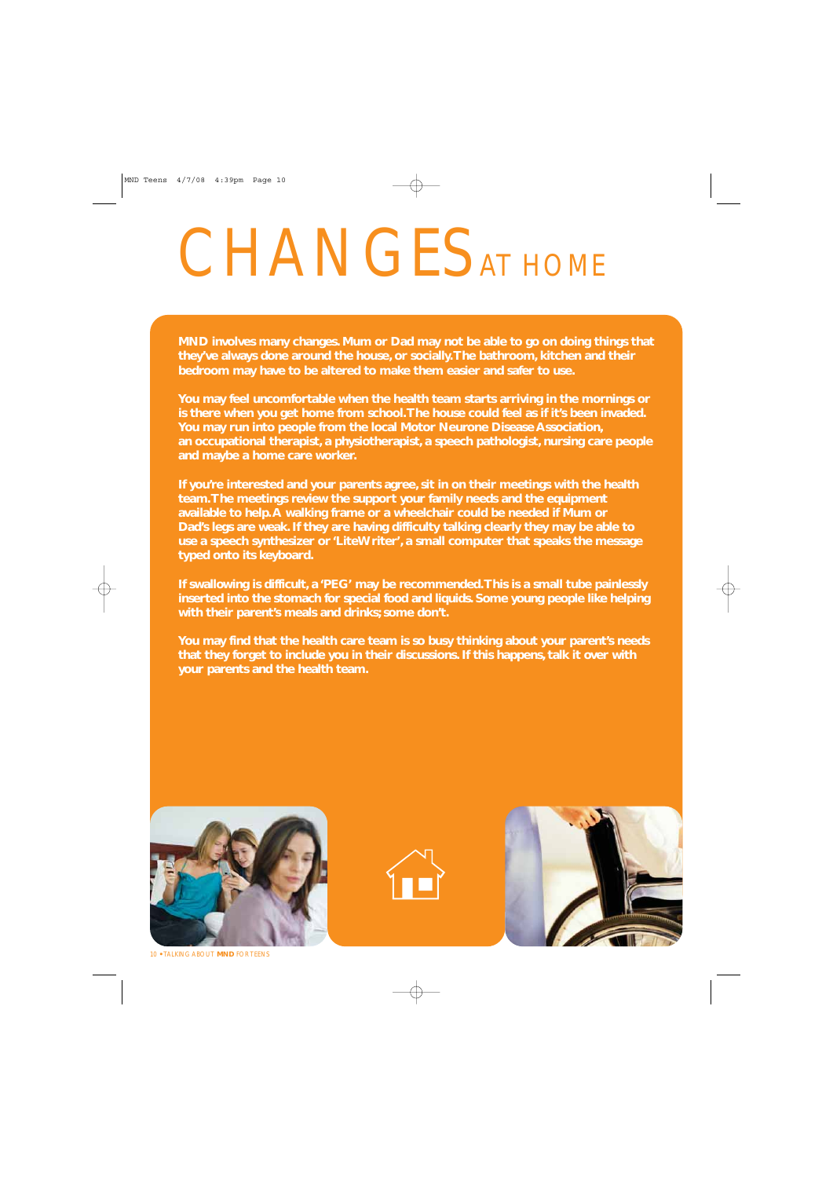# CHANGES AT HOME

MND involves many changes. Mum or Dad may not be able to go on doing things that they've always done around the house, or socially. The bathroom, kitchen and their bedroom may have to be altered to make them easier and safer to use.

You may feel uncomfortable when the health team starts arriving in the mornings or is there when you get home from school. The house could feel as if it's been invaded. You may run into people from the local Motor Neurone Disease Association, an occupational therapist, a physiotherapist, a speech pathologist, nursing care people and maybe a home care worker.

If you're interested and your parents agree, sit in on their meetings with the health team. The meetings review the support your family needs and the equipment available to help. A walking frame or a wheelchair could be needed if Mum or Dad's legs are weak. If they are having difficulty talking clearly they may be able to use a speech synthesizer or 'LiteWriter', a small computer that speaks the message typed onto its keyboard.

If swallowing is difficult, a 'PEG' may be recommended. This is a small tube painlessly inserted into the stomach for special food and liquids. Some young people like helping with their parent's meals and drinks; some don't.

You may find that the health care team is so busy thinking about your parent's needs that they forget to include you in their discussions. If this happens, talk it over with your parents and the health team.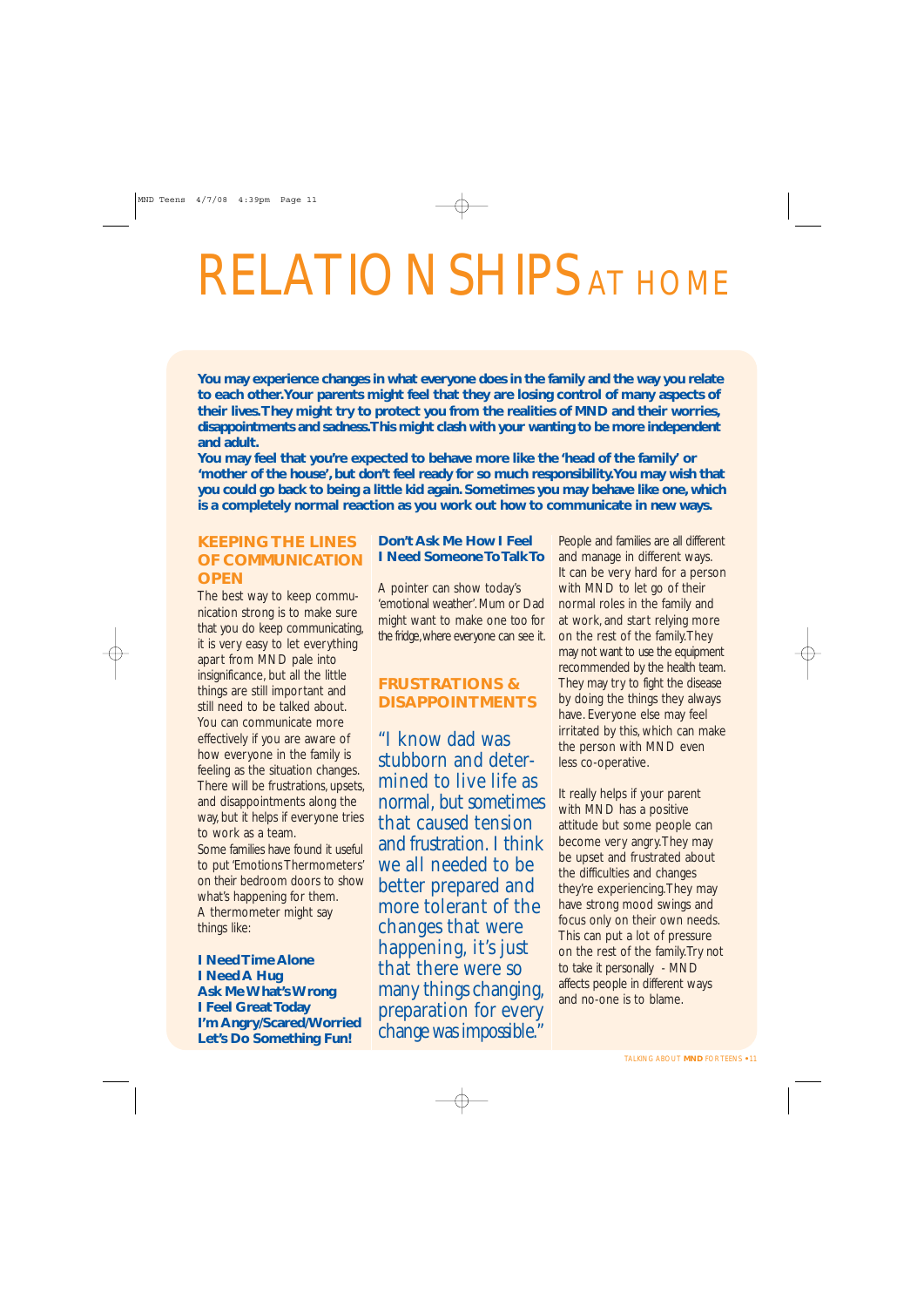# RELATIONSHIPS AT HOME

**You may experience changes in what everyone does in the family and the way you relate to each other. Your parents might feel that they are losing control of many aspects of their lives. They might try to protect you from the realities of MND and their worries, disappointments and sadness. This might clash with your wanting to be more independent and adult.**

**You may feel that you're expected to behave more like the 'head of the family' or 'mother of the house', but don't feel ready for so much responsibility. You may wish that you could go back to being a little kid again. Sometimes you may behave like one, which is a completely normal reaction as you work out how to communicate in new ways.**

## KEEPING THE LINES OF COMMUNICATION OPEN

The best way to keep communication strong is to make sure that you do keep communicating, it is very easy to let everything apart from MND pale into insignificance, but all the little things are still important and still need to be talked about. You can communicate more effectively if you are aware of how everyone in the family is feeling as the situation changes. There will be frustrations, upsets, and disappointments along the way, but it helps if everyone tries to work as a team.

Some families have found it useful to put 'Emotions Thermometers' on their bedroom doors to show what's happening for them. A thermometer might say things like:

**I Need Time Alone**
**I Need A Hug**
**Ask Me What's Wrong**
**I Feel Great Today**
**I'm Angry/Scared/Worried**
**Let's Do Something Fun!**
**Don't Ask Me How I Feel**
**I Need Someone To Talk To**

A pointer can show today's 'emotional weather'. Mum or Dad might want to make one too for the fridge, where everyone can see it.

## FRUSTRATIONS & DISAPPOINTMENTS

> "I know dad was stubborn and determined to live life as normal, but sometimes that caused tension and frustration. I think we all needed to be better prepared and more tolerant of the changes that were happening, it's just that there were so many things changing, preparation for every change was impossible."

People and families are all different and manage in different ways. It can be very hard for a person with MND to let go of their normal roles in the family and at work, and start relying more on the rest of the family. They may not want to use the equipment recommended by the health team. They may try to fight the disease by doing the things they always have. Everyone else may feel irritated by this, which can make the person with MND even less co-operative.

It really helps if your parent with MND has a positive attitude but some people can become very angry. They may be upset and frustrated about the difficulties and changes they're experiencing. They may have strong mood swings and focus only on their own needs. This can put a lot of pressure on the rest of the family. Try not to take it personally - MND affects people in different ways and no-one is to blame.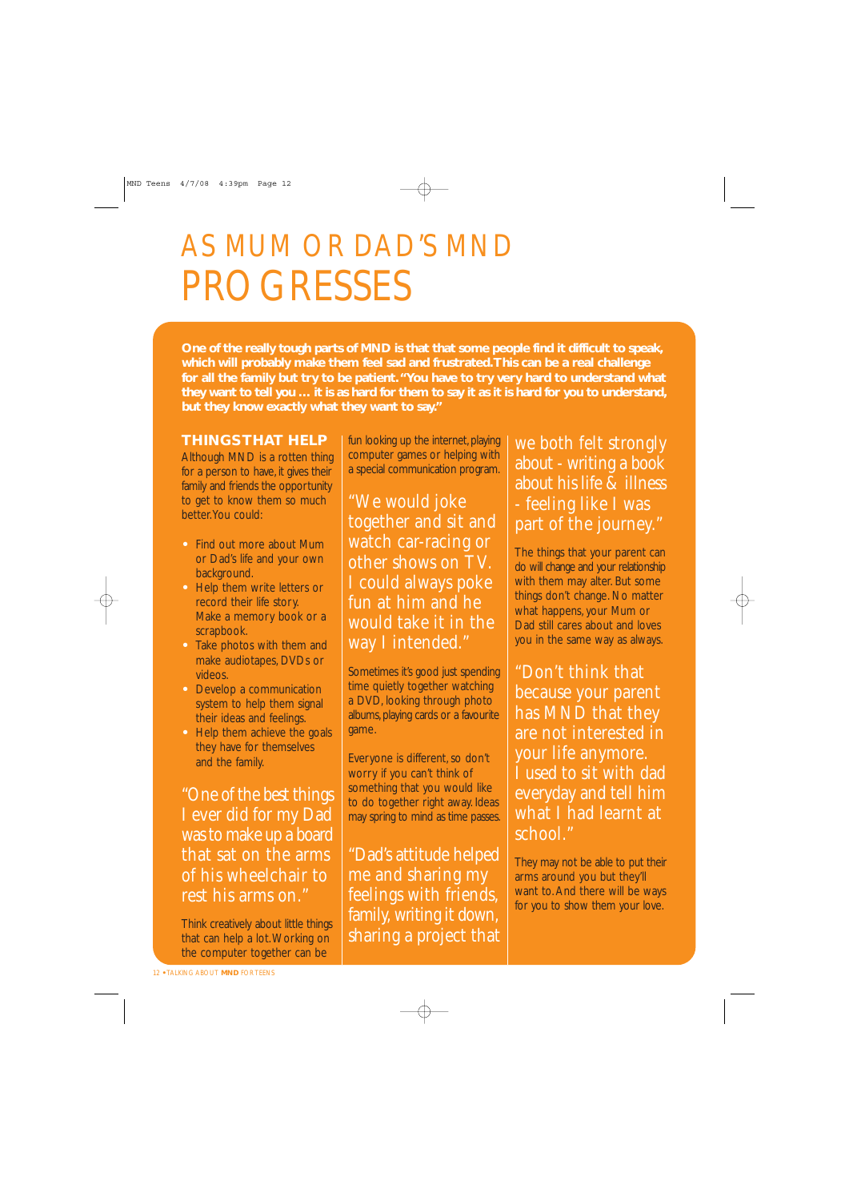# AS MUM OR DAD'S MND PROGRESSES

**One of the really tough parts of MND is that that some people find it difficult to speak, which will probably make them feel sad and frustrated. This can be a real challenge for all the family but try to be patient. "You have to try very hard to understand what they want to tell you ... it is as hard for them to say it as it is hard for you to understand, but they know exactly what they want to say."**

## THINGS THAT HELP

Although MND is a rotten thing for a person to have, it gives their family and friends the opportunity to get to know them so much better. You could:

- Find out more about Mum or Dad's life and your own background.
- Help them write letters or record their life story. Make a memory book or a scrapbook.
- Take photos with them and make audiotapes, DVDs or videos.
- Develop a communication system to help them signal their ideas and feelings.
- Help them achieve the goals they have for themselves and the family.

"One of the best things I ever did for my Dad was to make up a board that sat on the arms of his wheelchair to rest his arms on."

Think creatively about little things that can help a lot. Working on the computer together can be fun looking up the internet, playing computer games or helping with a special communication program.

"We would joke together and sit and watch car-racing or other shows on TV. I could always poke fun at him and he would take it in the way I intended."

Sometimes it's good just spending time quietly together watching a DVD, looking through photo albums, playing cards or a favourite game.

Everyone is different, so don't worry if you can't think of something that you would like to do together right away. Ideas may spring to mind as time passes.

"Dad's attitude helped me and sharing my feelings with friends, family, writing it down, sharing a project that we both felt strongly about - writing a book about his life & illness - feeling like I was part of the journey."

The things that your parent can do will change and your relationship with them may alter. But some things don't change. No matter what happens, your Mum or Dad still cares about and loves you in the same way as always.

"Don't think that because your parent has MND that they are not interested in your life anymore. I used to sit with dad everyday and tell him what I had learnt at school."

They may not be able to put their arms around you but they'll want to. And there will be ways for you to show them your love.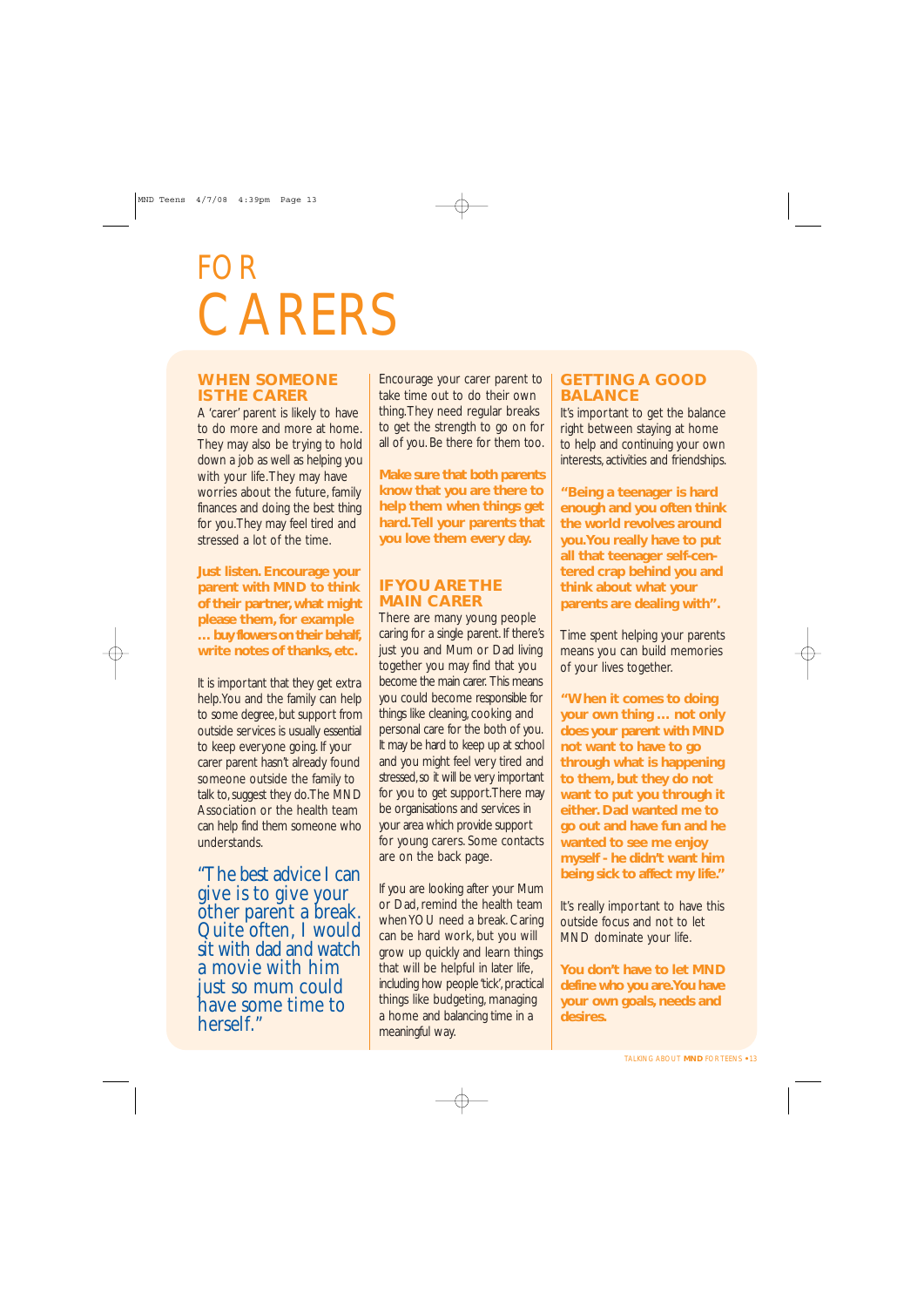# FOR CARERS

## WHEN SOMEONE IS THE CARER

A 'carer' parent is likely to have to do more and more at home. They may also be trying to hold down a job as well as helping you with your life. They may have worries about the future, family finances and doing the best thing for you. They may feel tired and stressed a lot of the time.

**Just listen. Encourage your parent with MND to think of their partner, what might please them, for example … buy flowers on their behalf, write notes of thanks, etc.**

It is important that they get extra help. You and the family can help to some degree, but support from outside services is usually essential to keep everyone going. If your carer parent hasn't already found someone outside the family to talk to, suggest they do. The MND Association or the health team can help find them someone who understands.

"The best advice I can give is to give your other parent a break. Quite often, I would sit with dad and watch a movie with him just so mum could have some time to herself."

Encourage your carer parent to take time out to do their own thing. They need regular breaks to get the strength to go on for all of you. Be there for them too.

**Make sure that both parents know that you are there to help them when things get hard. Tell your parents that you love them every day.**

## IF YOU ARE THE MAIN CARER

There are many young people caring for a single parent. If there's just you and Mum or Dad living together you may find that you become the main carer. This means you could become responsible for things like cleaning, cooking and personal care for the both of you. It may be hard to keep up at school and you might feel very tired and stressed, so it will be very important for you to get support. There may be organisations and services in your area which provide support for young carers. Some contacts are on the back page.

If you are looking after your Mum or Dad, remind the health team when YOU need a break. Caring can be hard work, but you will grow up quickly and learn things that will be helpful in later life, including how people 'tick', practical things like budgeting, managing a home and balancing time in a meaningful way.

## GETTING A GOOD BALANCE

It's important to get the balance right between staying at home to help and continuing your own interests, activities and friendships.

**"Being a teenager is hard enough and you often think the world revolves around you. You really have to put all that teenager self-centered crap behind you and think about what your parents are dealing with".**

Time spent helping your parents means you can build memories of your lives together.

**"When it comes to doing your own thing … not only does your parent with MND not want to have to go through what is happening to them, but they do not want to put you through it either. Dad wanted me to go out and have fun and he wanted to see me enjoy myself - he didn't want him being sick to affect my life."**

It's really important to have this outside focus and not to let MND dominate your life.

**You don't have to let MND define who you are. You have your own goals, needs and desires.**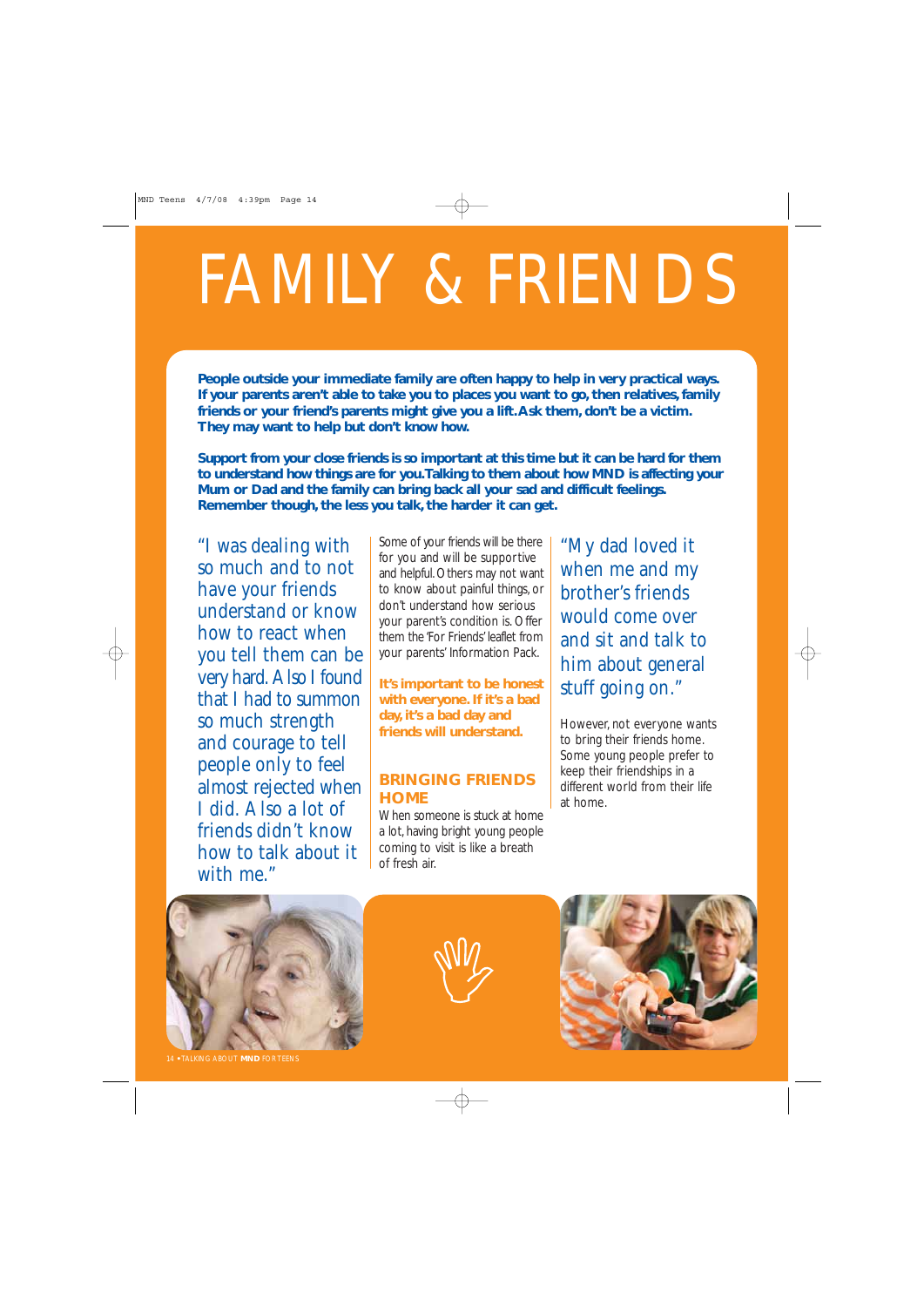# FAMILY & FRIENDS

**People outside your immediate family are often happy to help in very practical ways. If your parents aren't able to take you to places you want to go, then relatives, family friends or your friend's parents might give you a lift. Ask them, don't be a victim. They may want to help but don't know how.**

**Support from your close friends is so important at this time but it can be hard for them to understand how things are for you. Talking to them about how MND is affecting your Mum or Dad and the family can bring back all your sad and difficult feelings. Remember though, the less you talk, the harder it can get.**

"I was dealing with so much and to not have your friends understand or know how to react when you tell them can be very hard. Also I found that I had to summon so much strength and courage to tell people only to feel almost rejected when I did. Also a lot of friends didn't know how to talk about it with me."

Some of your friends will be there for you and will be supportive and helpful. Others may not want to know about painful things, or don't understand how serious your parent's condition is. Offer them the 'For Friends' leaflet from your parents' Information Pack.

**It's important to be honest with everyone. If it's a bad day, it's a bad day and friends will understand.**

## BRINGING FRIENDS HOME

When someone is stuck at home a lot, having bright young people coming to visit is like a breath of fresh air.

"My dad loved it when me and my brother's friends would come over and sit and talk to him about general stuff going on."

However, not everyone wants to bring their friends home. Some young people prefer to keep their friendships in a different world from their life at home.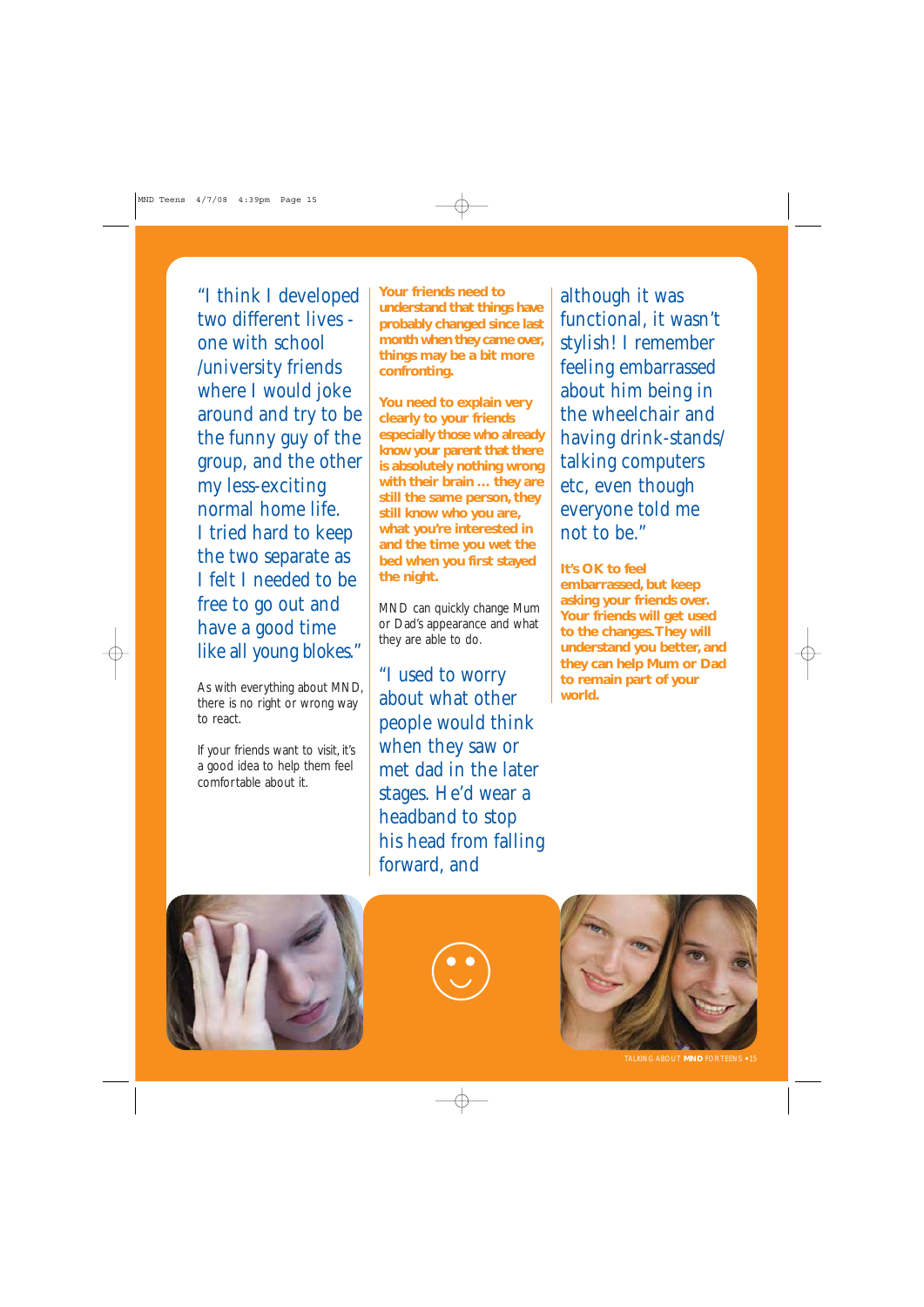"I think I developed two different lives - one with school /university friends where I would joke around and try to be the funny guy of the group, and the other my less-exciting normal home life. I tried hard to keep the two separate as I felt I needed to be free to go out and have a good time like all young blokes."

As with everything about MND, there is no right or wrong way to react.

If your friends want to visit, it's a good idea to help them feel comfortable about it.

**Your friends need to understand that things have probably changed since last month when they came over, things may be a bit more confronting.**

**You need to explain very clearly to your friends especially those who already know your parent that there is absolutely nothing wrong with their brain ... they are still the same person, they still know who you are, what you're interested in and the time you wet the bed when you first stayed the night.**

MND can quickly change Mum or Dad's appearance and what they are able to do.

"I used to worry about what other people would think when they saw or met dad in the later stages. He'd wear a headband to stop his head from falling forward, and although it was functional, it wasn't stylish! I remember feeling embarrassed about him being in the wheelchair and having drink-stands/ talking computers etc, even though everyone told me not to be."

**It's OK to feel embarrassed, but keep asking your friends over. Your friends will get used to the changes. They will understand you better, and they can help Mum or Dad to remain part of your world.**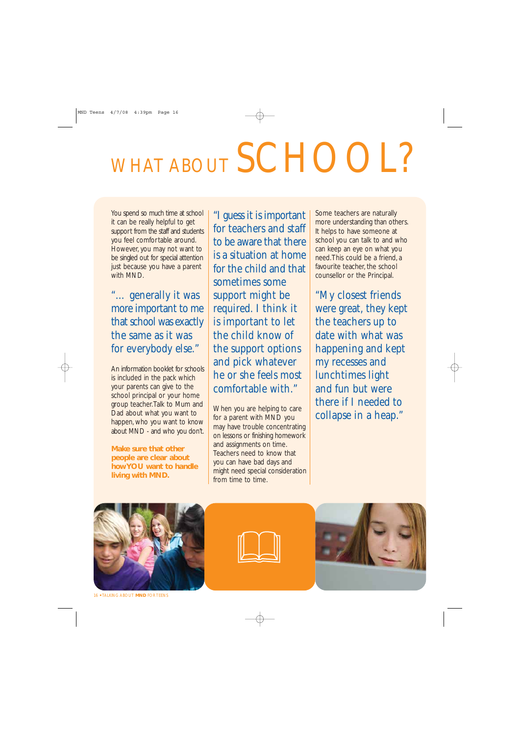# WHAT ABOUT SCHOOL?

You spend so much time at school it can be really helpful to get support from the staff and students you feel comfortable around. However, you may not want to be singled out for special attention just because you have a parent with MND.

"… generally it was more important to me that school was exactly the same as it was for everybody else."

An information booklet for schools is included in the pack which your parents can give to the school principal or your home group teacher. Talk to Mum and Dad about what you want to happen, who you want to know about MND - and who you don't.

**Make sure that other people are clear about how YOU want to handle living with MND.**

"I guess it is important for teachers and staff to be aware that there is a situation at home for the child and that sometimes some support might be required. I think it is important to let the child know of the support options and pick whatever he or she feels most comfortable with."

When you are helping to care for a parent with MND you may have trouble concentrating on lessons or finishing homework and assignments on time. Teachers need to know that you can have bad days and might need special consideration from time to time.

Some teachers are naturally more understanding than others. It helps to have someone at school you can talk to and who can keep an eye on what you need. This could be a friend, a favourite teacher, the school counsellor or the Principal.

"My closest friends were great, they kept the teachers up to date with what was happening and kept my recesses and lunchtimes light and fun but were there if I needed to collapse in a heap."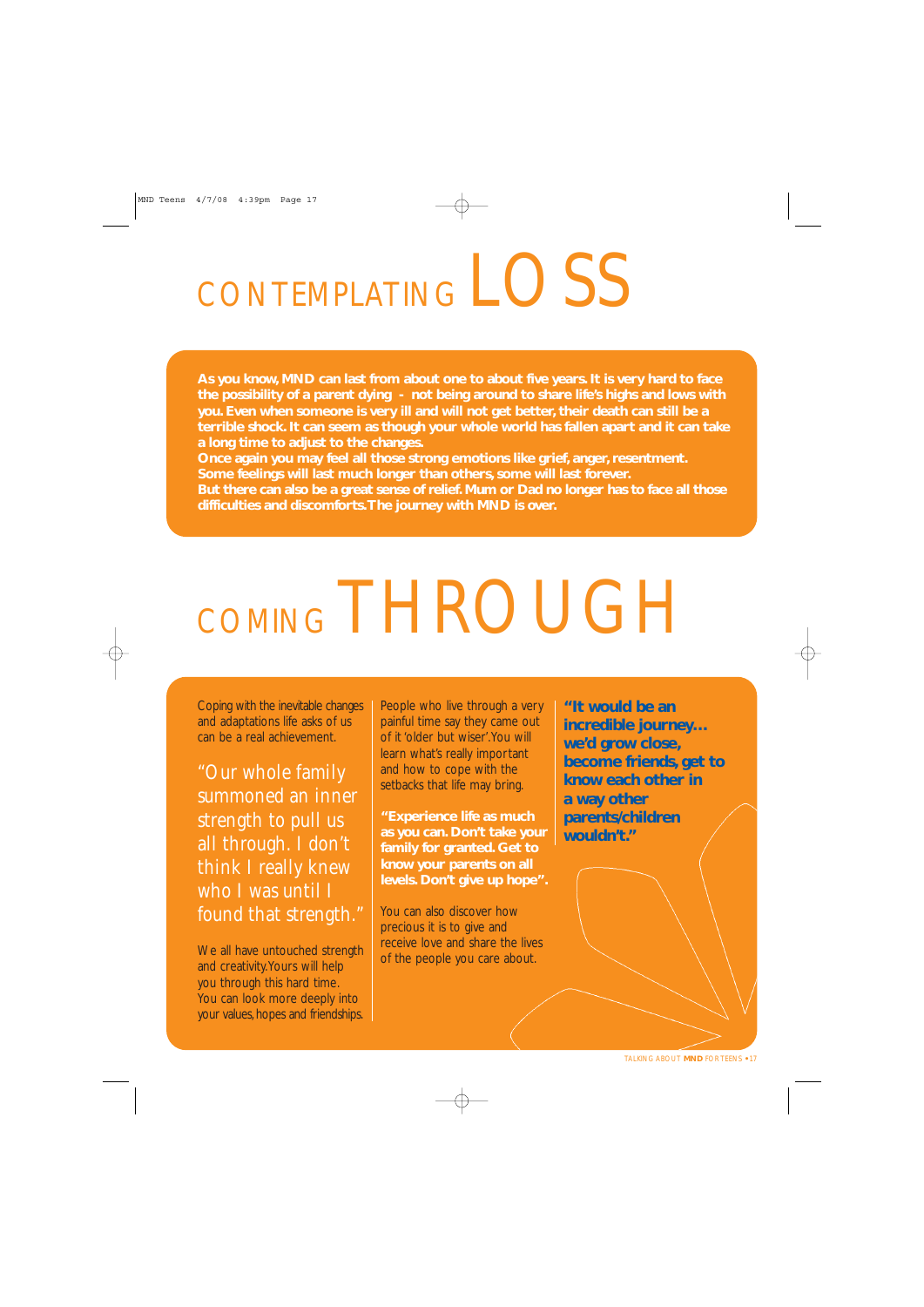# CONTEMPLATING LOSS

**As you know, MND can last from about one to about five years. It is very hard to face the possibility of a parent dying - not being around to share life's highs and lows with you. Even when someone is very ill and will not get better, their death can still be a terrible shock. It can seem as though your whole world has fallen apart and it can take a long time to adjust to the changes.**
**Once again you may feel all those strong emotions like grief, anger, resentment. Some feelings will last much longer than others, some will last forever.**
**But there can also be a great sense of relief. Mum or Dad no longer has to face all those difficulties and discomforts. The journey with MND is over.**

# COMING THROUGH

Coping with the inevitable changes and adaptations life asks of us can be a real achievement.

"Our whole family summoned an inner strength to pull us all through. I don't think I really knew who I was until I found that strength."

We all have untouched strength and creativity. Yours will help you through this hard time. You can look more deeply into your values, hopes and friendships.

People who live through a very painful time say they came out of it 'older but wiser'. You will learn what's really important and how to cope with the setbacks that life may bring.

**"Experience life as much as you can. Don't take your family for granted. Get to know your parents on all levels. Don't give up hope".**

You can also discover how precious it is to give and receive love and share the lives of the people you care about.

**"It would be an incredible journey… we'd grow close, become friends, get to know each other in a way other parents/children wouldn't."**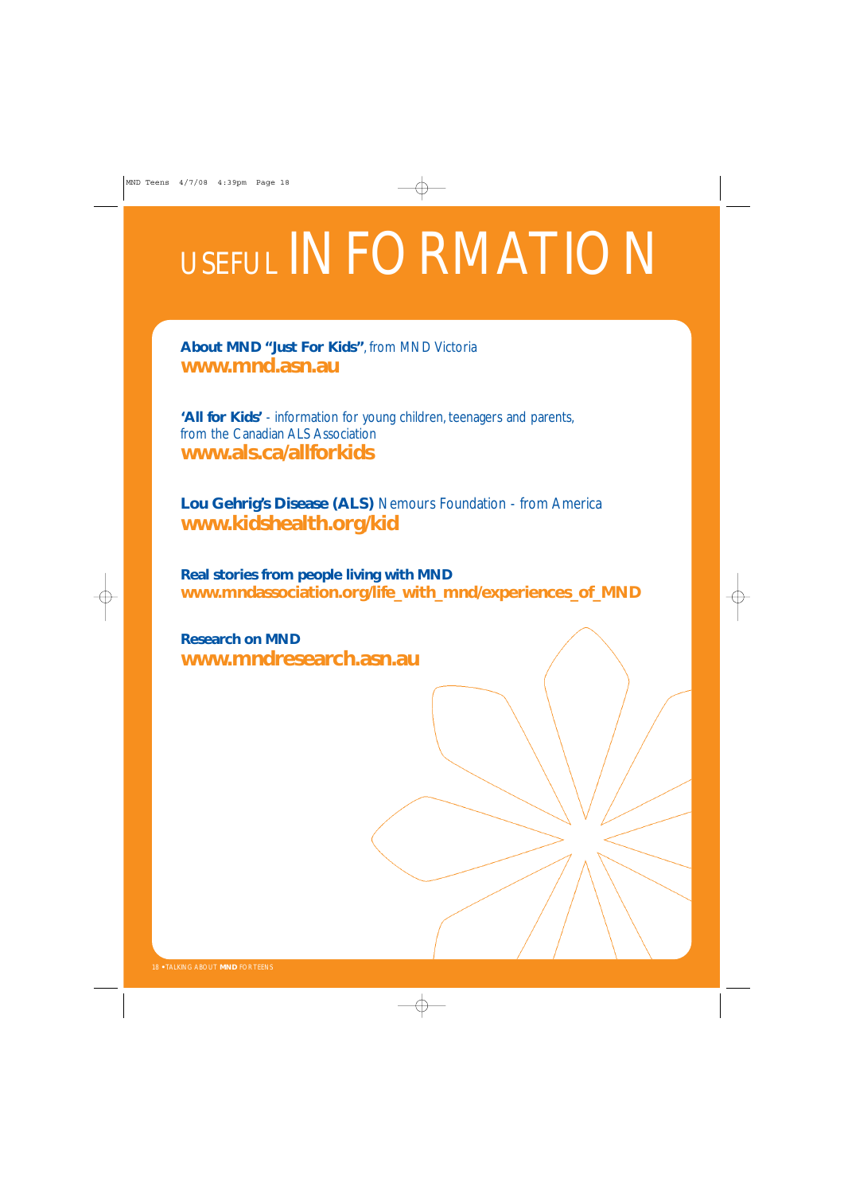# USEFUL INFORMATION

**About MND "Just For Kids"**, from MND Victoria
**www.mnd.asn.au**

**'All for Kids'** - information for young children, teenagers and parents, from the Canadian ALS Association
**www.als.ca/allforkids**

**Lou Gehrig's Disease (ALS)** Nemours Foundation - from America
**www.kidshealth.org/kid**

**Real stories from people living with MND**
**www.mndassociation.org/life_with_mnd/experiences_of_MND**

**Research on MND**
**www.mndresearch.asn.au**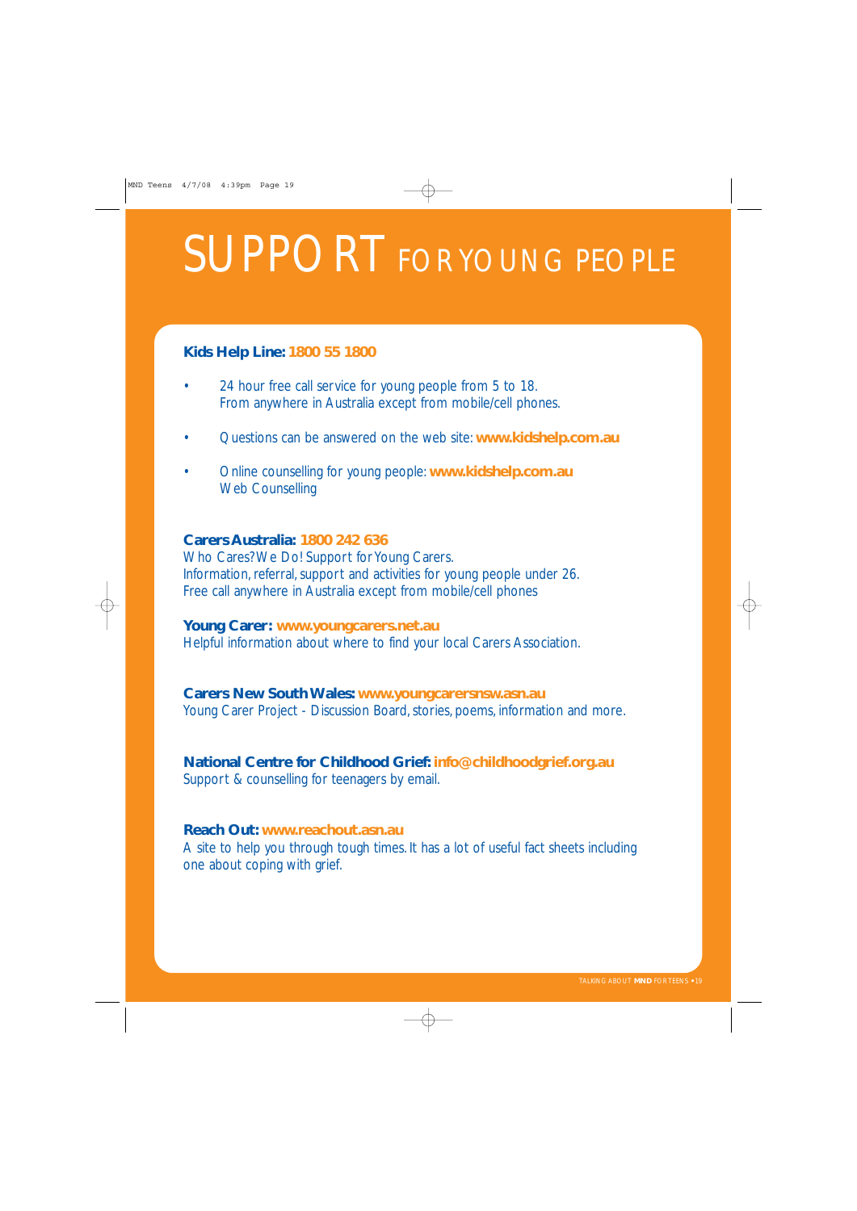# SUPPORT FOR YOUNG PEOPLE

**Kids Help Line: 1800 55 1800**

- 24 hour free call service for young people from 5 to 18. From anywhere in Australia except from mobile/cell phones.
- Questions can be answered on the web site: **www.kidshelp.com.au**
- Online counselling for young people: **www.kidshelp.com.au** Web Counselling

**Carers Australia: 1800 242 636**
Who Cares? We Do! Support for Young Carers.
Information, referral, support and activities for young people under 26.
Free call anywhere in Australia except from mobile/cell phones

**Young Carer: www.youngcarers.net.au**
Helpful information about where to find your local Carers Association.

**Carers New South Wales: www.youngcarersnsw.asn.au**
Young Carer Project - Discussion Board, stories, poems, information and more.

**National Centre for Childhood Grief: info@childhoodgrief.org.au**
Support & counselling for teenagers by email.

**Reach Out: www.reachout.asn.au**
A site to help you through tough times. It has a lot of useful fact sheets including one about coping with grief.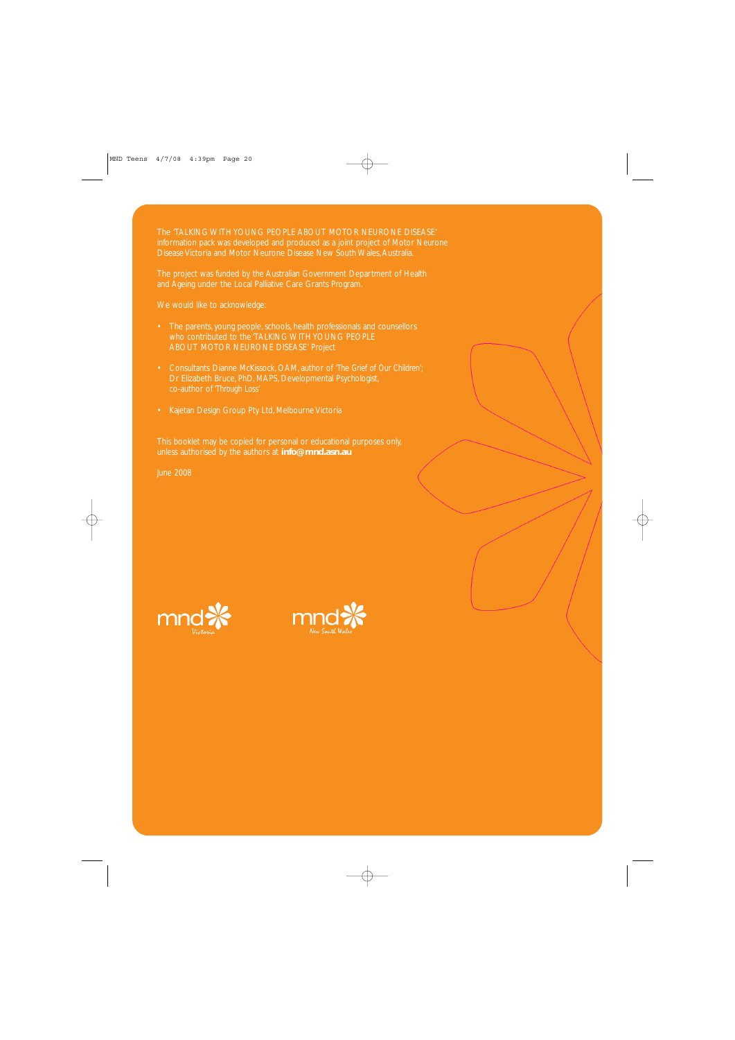The 'TALKING WITH YOUNG PEOPLE ABOUT MOTOR NEURONE DISEASE' information pack was developed and produced as a joint project of Motor Neurone Disease Victoria and Motor Neurone Disease New South Wales, Australia.

The project was funded by the Australian Government Department of Health and Ageing under the Local Palliative Care Grants Program.

We would like to acknowledge:

- The parents, young people, schools, health professionals and counsellors who contributed to the 'TALKING WITH YOUNG PEOPLE ABOUT MOTOR NEURONE DISEASE' Project
- Consultants Dianne McKissock, OAM, author of 'The Grief of Our Children'; Dr Elizabeth Bruce, PhD, MAPS, Developmental Psychologist, co-author of 'Through Loss'
- Kajetan Design Group Pty Ltd, Melbourne Victoria

This booklet may be copied for personal or educational purposes only, unless authorised by the authors at **info@mnd.asn.au**

June 2008

mnd Victoria

mnd New South Wales